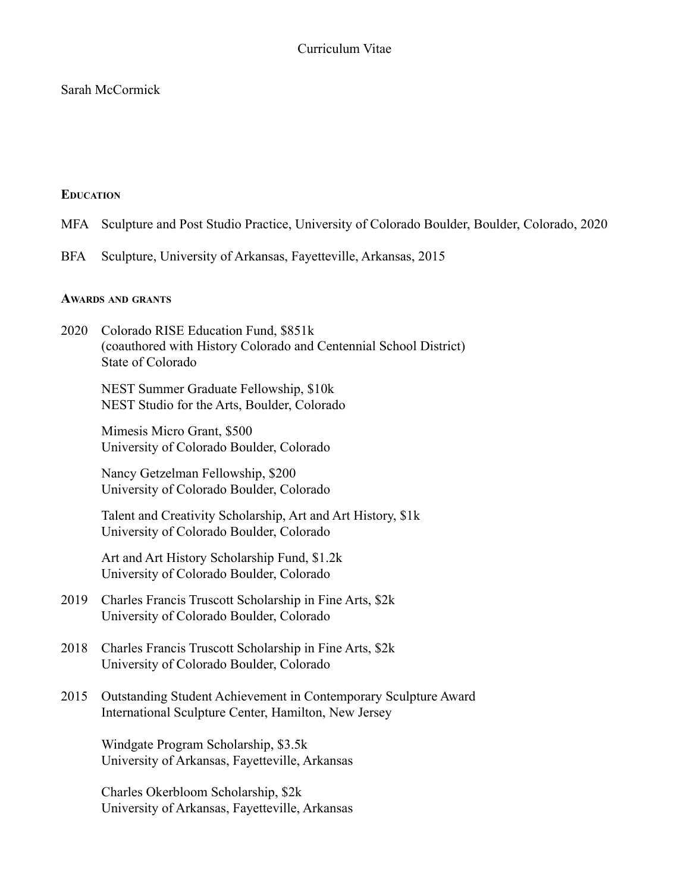Curriculum Vitae

Sarah McCormick

## Education

MFA Sculpture and Post Studio Practice, University of Colorado Boulder, Boulder, Colorado, 2020

BFA Sculpture, University of Arkansas, Fayetteville, Arkansas, 2015

## Awards and grants

2020 Colorado RISE Education Fund, $851k
(coauthored with History Colorado and Centennial School District)
State of Colorado

NEST Summer Graduate Fellowship, $10k
NEST Studio for the Arts, Boulder, Colorado

Mimesis Micro Grant, $500
University of Colorado Boulder, Colorado

Nancy Getzelman Fellowship, $200
University of Colorado Boulder, Colorado

Talent and Creativity Scholarship, Art and Art History, $1k
University of Colorado Boulder, Colorado

Art and Art History Scholarship Fund, $1.2k
University of Colorado Boulder, Colorado

2019 Charles Francis Truscott Scholarship in Fine Arts, $2k
University of Colorado Boulder, Colorado

2018 Charles Francis Truscott Scholarship in Fine Arts, $2k
University of Colorado Boulder, Colorado

2015 Outstanding Student Achievement in Contemporary Sculpture Award
International Sculpture Center, Hamilton, New Jersey

Windgate Program Scholarship, $3.5k
University of Arkansas, Fayetteville, Arkansas

Charles Okerbloom Scholarship, $2k
University of Arkansas, Fayetteville, Arkansas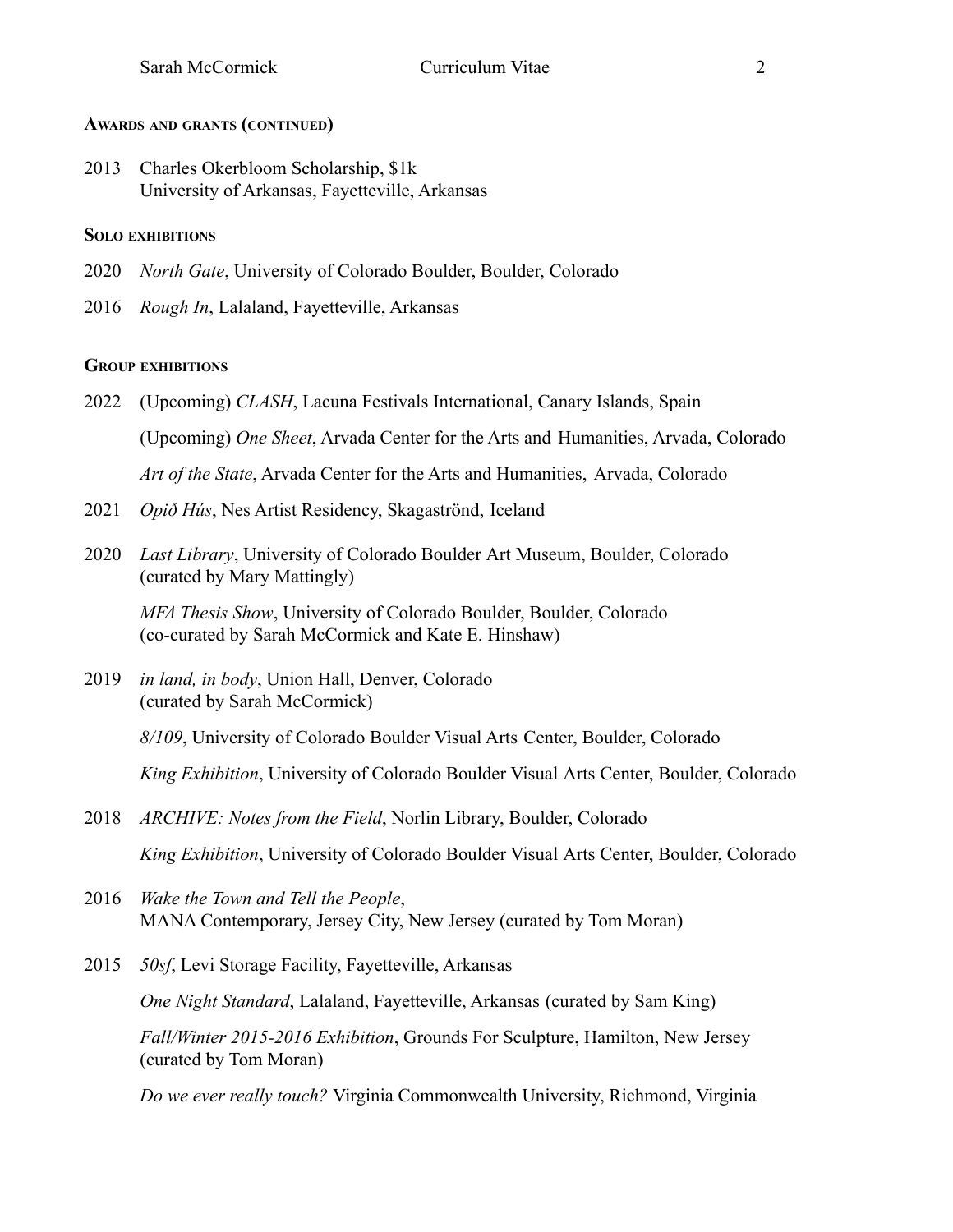## Awards and grants (continued)

2013 Charles Okerbloom Scholarship, $1k
University of Arkansas, Fayetteville, Arkansas

## Solo exhibitions

2020 *North Gate*, University of Colorado Boulder, Boulder, Colorado

2016 *Rough In*, Lalaland, Fayetteville, Arkansas

## Group exhibitions

2022 (Upcoming) *CLASH*, Lacuna Festivals International, Canary Islands, Spain

(Upcoming) *One Sheet*, Arvada Center for the Arts and Humanities, Arvada, Colorado

*Art of the State*, Arvada Center for the Arts and Humanities, Arvada, Colorado

2021 *Opið Hús*, Nes Artist Residency, Skagaströnd, Iceland

2020 *Last Library*, University of Colorado Boulder Art Museum, Boulder, Colorado
(curated by Mary Mattingly)

*MFA Thesis Show*, University of Colorado Boulder, Boulder, Colorado
(co-curated by Sarah McCormick and Kate E. Hinshaw)

2019 *in land, in body*, Union Hall, Denver, Colorado
(curated by Sarah McCormick)

*8/109*, University of Colorado Boulder Visual Arts Center, Boulder, Colorado

*King Exhibition*, University of Colorado Boulder Visual Arts Center, Boulder, Colorado

2018 *ARCHIVE: Notes from the Field*, Norlin Library, Boulder, Colorado

*King Exhibition*, University of Colorado Boulder Visual Arts Center, Boulder, Colorado

2016 *Wake the Town and Tell the People*,
MANA Contemporary, Jersey City, New Jersey (curated by Tom Moran)

2015 *50sf*, Levi Storage Facility, Fayetteville, Arkansas

*One Night Standard*, Lalaland, Fayetteville, Arkansas (curated by Sam King)

*Fall/Winter 2015-2016 Exhibition*, Grounds For Sculpture, Hamilton, New Jersey
(curated by Tom Moran)

*Do we ever really touch?* Virginia Commonwealth University, Richmond, Virginia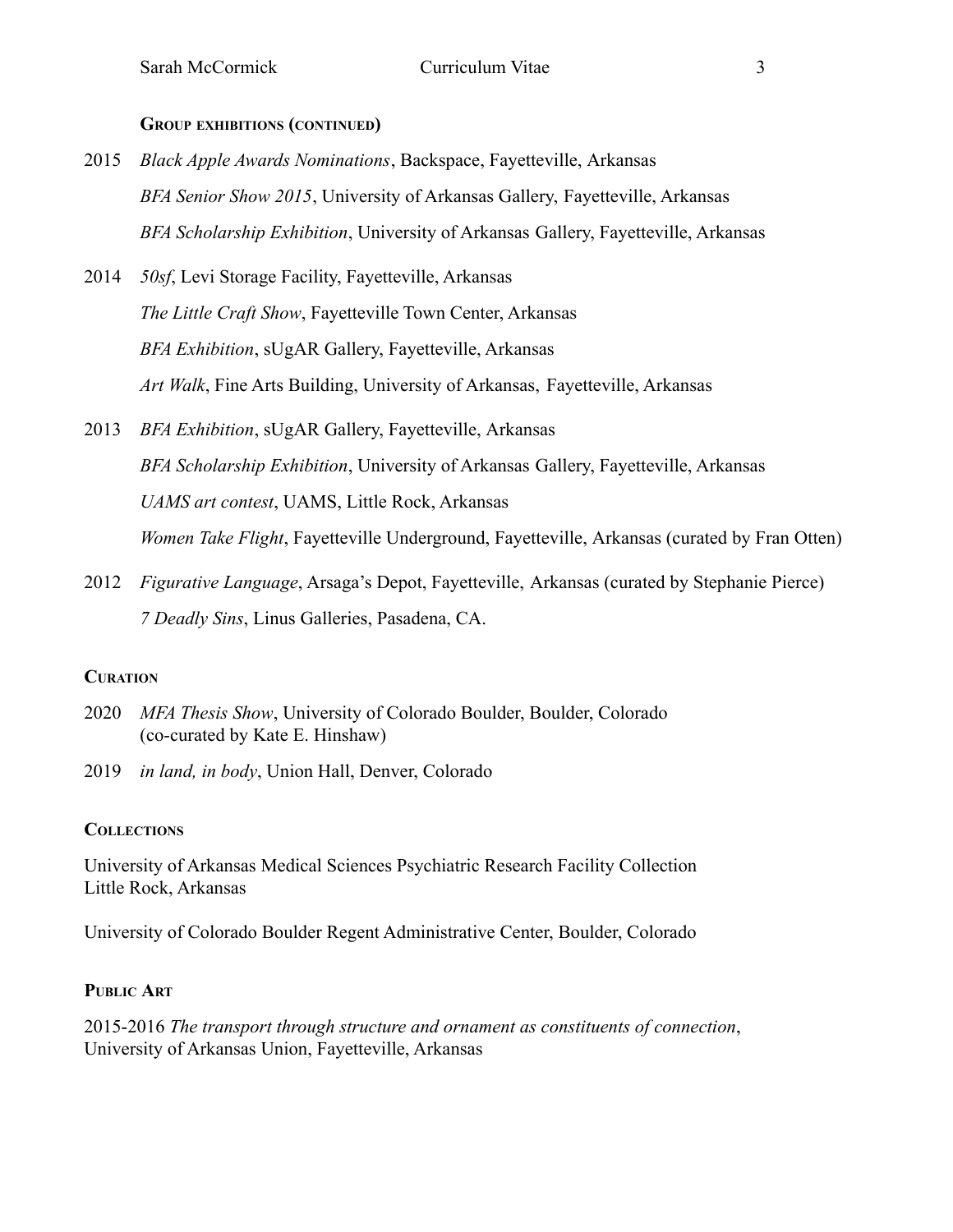### Group exhibitions (continued)

2015 *Black Apple Awards Nominations*, Backspace, Fayetteville, Arkansas
*BFA Senior Show 2015*, University of Arkansas Gallery, Fayetteville, Arkansas
*BFA Scholarship Exhibition*, University of Arkansas Gallery, Fayetteville, Arkansas

2014 *50sf*, Levi Storage Facility, Fayetteville, Arkansas
*The Little Craft Show*, Fayetteville Town Center, Arkansas
*BFA Exhibition*, sUgAR Gallery, Fayetteville, Arkansas
*Art Walk*, Fine Arts Building, University of Arkansas, Fayetteville, Arkansas

2013 *BFA Exhibition*, sUgAR Gallery, Fayetteville, Arkansas
*BFA Scholarship Exhibition*, University of Arkansas Gallery, Fayetteville, Arkansas
*UAMS art contest*, UAMS, Little Rock, Arkansas
*Women Take Flight*, Fayetteville Underground, Fayetteville, Arkansas (curated by Fran Otten)

2012 *Figurative Language*, Arsaga's Depot, Fayetteville, Arkansas (curated by Stephanie Pierce)
*7 Deadly Sins*, Linus Galleries, Pasadena, CA.

### Curation

2020 *MFA Thesis Show*, University of Colorado Boulder, Boulder, Colorado (co-curated by Kate E. Hinshaw)

2019 *in land, in body*, Union Hall, Denver, Colorado

### Collections

University of Arkansas Medical Sciences Psychiatric Research Facility Collection
Little Rock, Arkansas

University of Colorado Boulder Regent Administrative Center, Boulder, Colorado

### Public Art

2015-2016 *The transport through structure and ornament as constituents of connection*, University of Arkansas Union, Fayetteville, Arkansas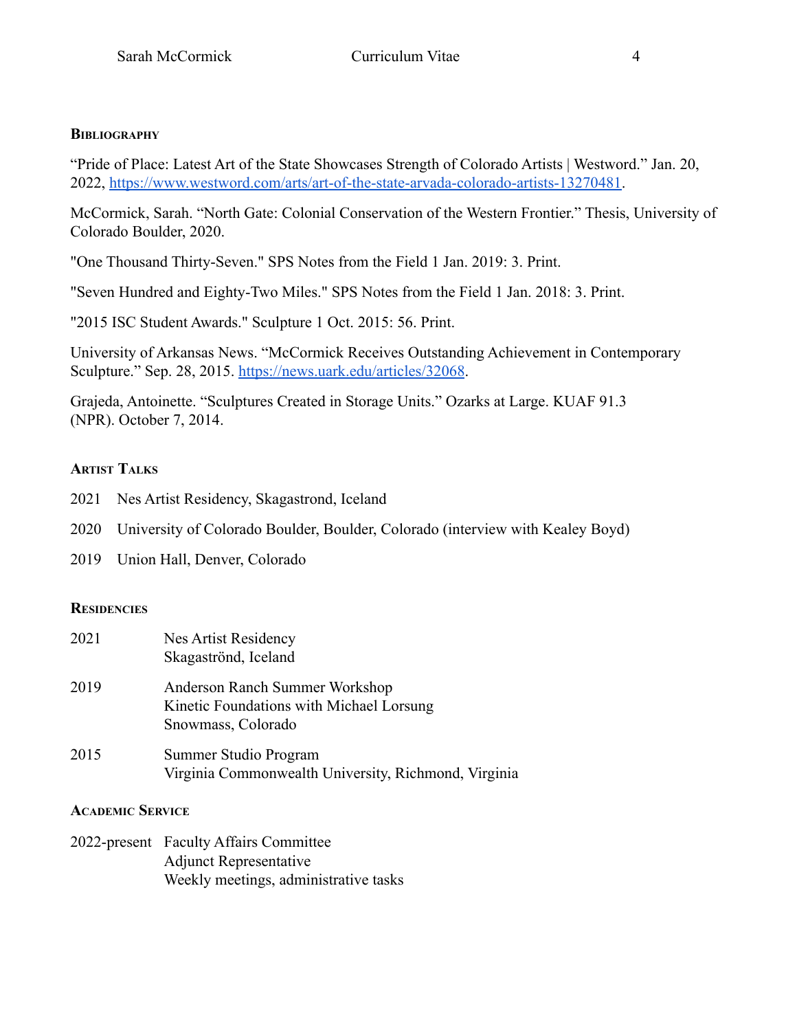## Bibliography

"Pride of Place: Latest Art of the State Showcases Strength of Colorado Artists | Westword." Jan. 20, 2022, https://www.westword.com/arts/art-of-the-state-arvada-colorado-artists-13270481.

McCormick, Sarah. "North Gate: Colonial Conservation of the Western Frontier." Thesis, University of Colorado Boulder, 2020.

"One Thousand Thirty-Seven." SPS Notes from the Field 1 Jan. 2019: 3. Print.

"Seven Hundred and Eighty-Two Miles." SPS Notes from the Field 1 Jan. 2018: 3. Print.

"2015 ISC Student Awards." Sculpture 1 Oct. 2015: 56. Print.

University of Arkansas News. "McCormick Receives Outstanding Achievement in Contemporary Sculpture." Sep. 28, 2015. https://news.uark.edu/articles/32068.

Grajeda, Antoinette. "Sculptures Created in Storage Units." Ozarks at Large. KUAF 91.3 (NPR). October 7, 2014.

## Artist Talks

2021 Nes Artist Residency, Skagastrond, Iceland

2020 University of Colorado Boulder, Boulder, Colorado (interview with Kealey Boyd)

2019 Union Hall, Denver, Colorado

## Residencies

2021 Nes Artist Residency
Skagaströnd, Iceland

2019 Anderson Ranch Summer Workshop
Kinetic Foundations with Michael Lorsung
Snowmass, Colorado

2015 Summer Studio Program
Virginia Commonwealth University, Richmond, Virginia

## Academic Service

2022-present Faculty Affairs Committee
Adjunct Representative
Weekly meetings, administrative tasks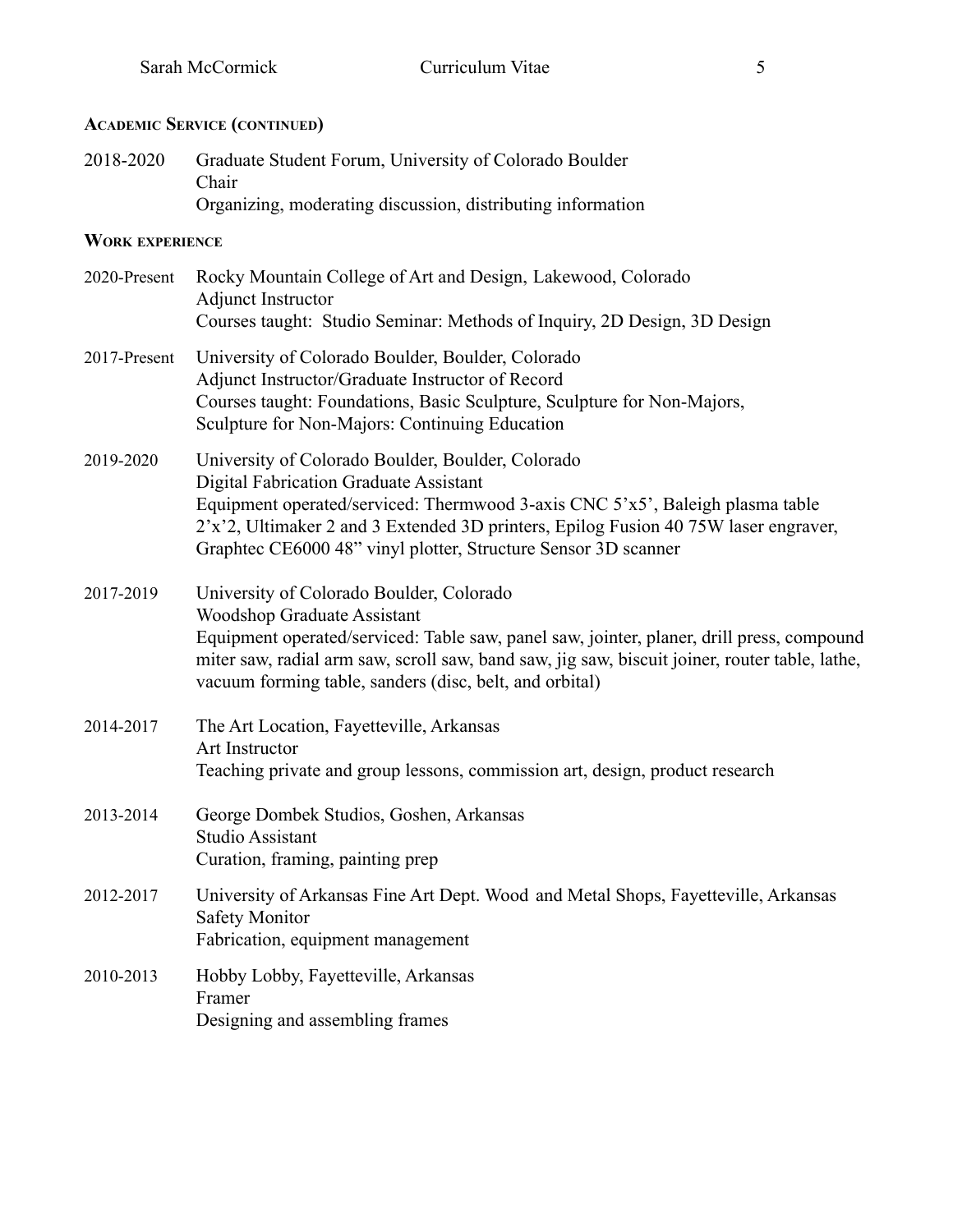## Academic Service (continued)

**2018-2020**
Graduate Student Forum, University of Colorado Boulder
Chair
Organizing, moderating discussion, distributing information

## Work experience

**2020-Present**
Rocky Mountain College of Art and Design, Lakewood, Colorado
Adjunct Instructor
Courses taught: Studio Seminar: Methods of Inquiry, 2D Design, 3D Design

**2017-Present**
University of Colorado Boulder, Boulder, Colorado
Adjunct Instructor/Graduate Instructor of Record
Courses taught: Foundations, Basic Sculpture, Sculpture for Non-Majors, Sculpture for Non-Majors: Continuing Education

**2019-2020**
University of Colorado Boulder, Boulder, Colorado
Digital Fabrication Graduate Assistant
Equipment operated/serviced: Thermwood 3-axis CNC 5'x5', Baleigh plasma table 2'x'2, Ultimaker 2 and 3 Extended 3D printers, Epilog Fusion 40 75W laser engraver, Graphtec CE6000 48" vinyl plotter, Structure Sensor 3D scanner

**2017-2019**
University of Colorado Boulder, Colorado
Woodshop Graduate Assistant
Equipment operated/serviced: Table saw, panel saw, jointer, planer, drill press, compound miter saw, radial arm saw, scroll saw, band saw, jig saw, biscuit joiner, router table, lathe, vacuum forming table, sanders (disc, belt, and orbital)

**2014-2017**
The Art Location, Fayetteville, Arkansas
Art Instructor
Teaching private and group lessons, commission art, design, product research

**2013-2014**
George Dombek Studios, Goshen, Arkansas
Studio Assistant
Curation, framing, painting prep

**2012-2017**
University of Arkansas Fine Art Dept. Wood and Metal Shops, Fayetteville, Arkansas
Safety Monitor
Fabrication, equipment management

**2010-2013**
Hobby Lobby, Fayetteville, Arkansas
Framer
Designing and assembling frames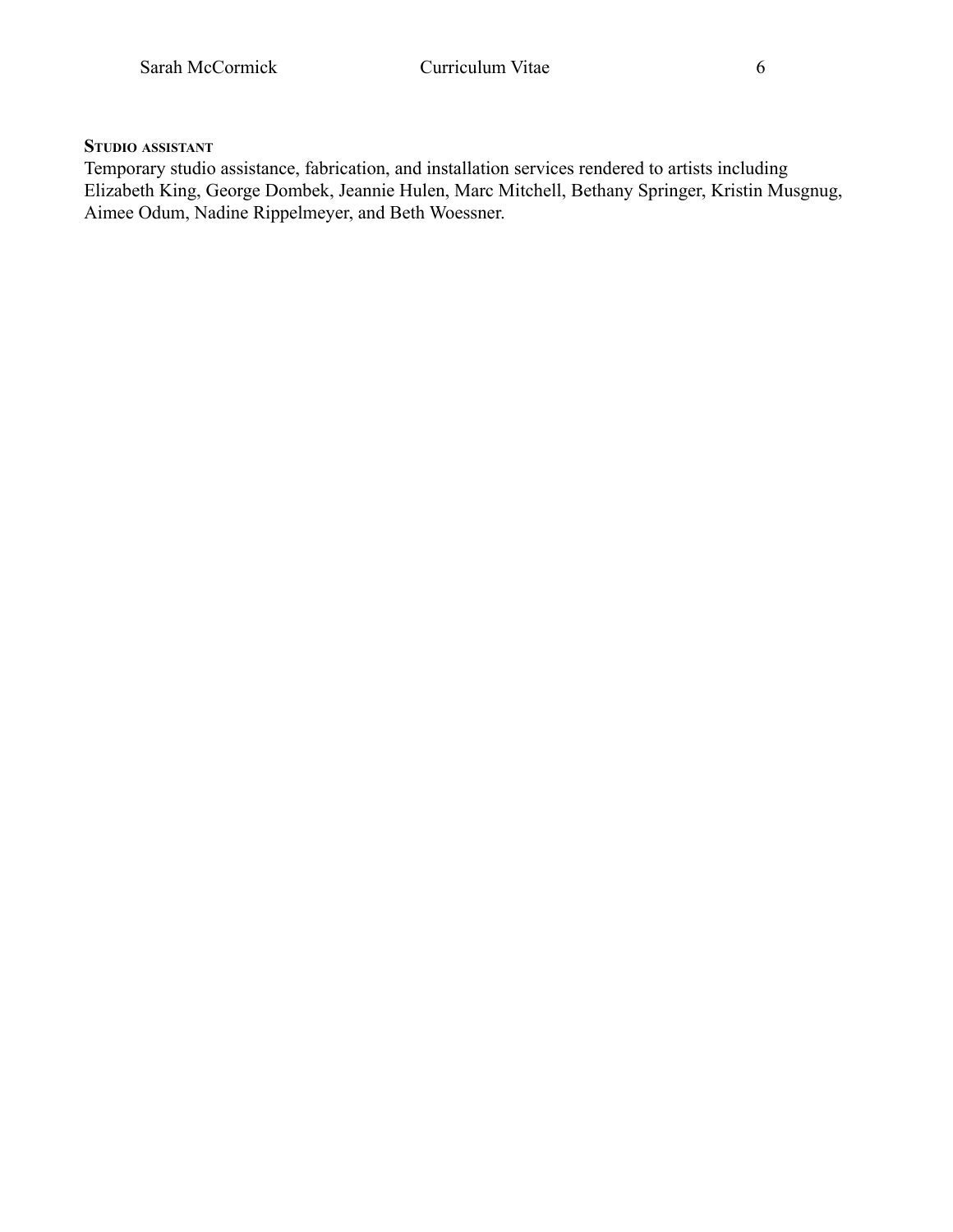**Studio assistant**

Temporary studio assistance, fabrication, and installation services rendered to artists including Elizabeth King, George Dombek, Jeannie Hulen, Marc Mitchell, Bethany Springer, Kristin Musgnug, Aimee Odum, Nadine Rippelmeyer, and Beth Woessner.